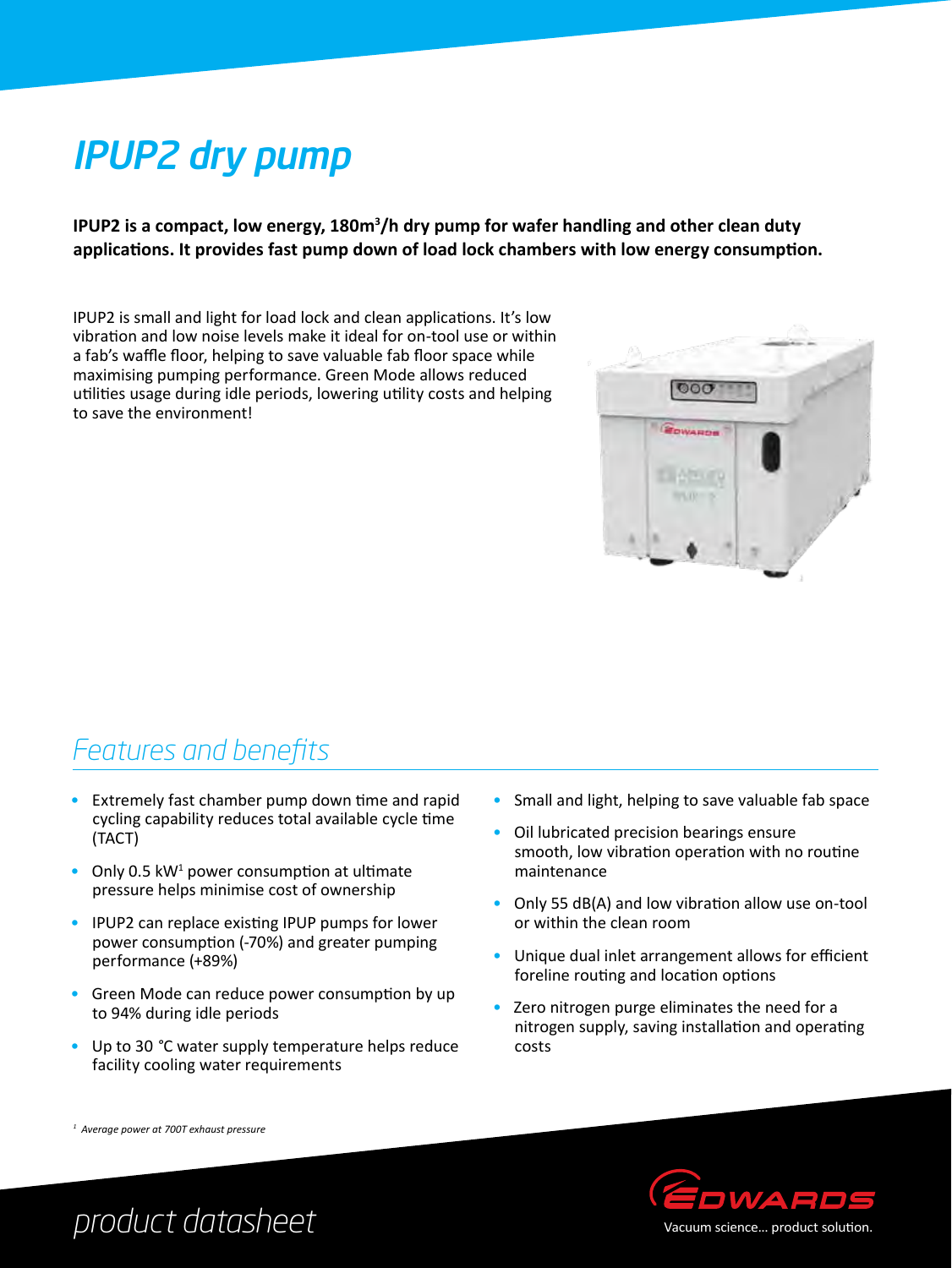# IPUP2 dry pump

**IPUP2 is a compact, low energy, 180m$^3$/h dry pump for wafer handling and other clean duty applications. It provides fast pump down of load lock chambers with low energy consumption.**

IPUP2 is small and light for load lock and clean applications. It's low vibration and low noise levels make it ideal for on-tool use or within a fab's waffle floor, helping to save valuable fab floor space while maximising pumping performance. Green Mode allows reduced utilities usage during idle periods, lowering utility costs and helping to save the environment!

## Features and benefits

- Extremely fast chamber pump down time and rapid cycling capability reduces total available cycle time (TACT)
- Only 0.5 kW[1] power consumption at ultimate pressure helps minimise cost of ownership
- IPUP2 can replace existing IPUP pumps for lower power consumption (-70%) and greater pumping performance (+89%)
- Green Mode can reduce power consumption by up to 94% during idle periods
- Up to 30 °C water supply temperature helps reduce facility cooling water requirements
- Small and light, helping to save valuable fab space
- Oil lubricated precision bearings ensure smooth, low vibration operation with no routine maintenance
- Only 55 dB(A) and low vibration allow use on-tool or within the clean room
- Unique dual inlet arrangement allows for efficient foreline routing and location options
- Zero nitrogen purge eliminates the need for a nitrogen supply, saving installation and operating costs

*[1] Average power at 700T exhaust pressure*

product datasheet

EDWARDS

Vacuum science... product solution.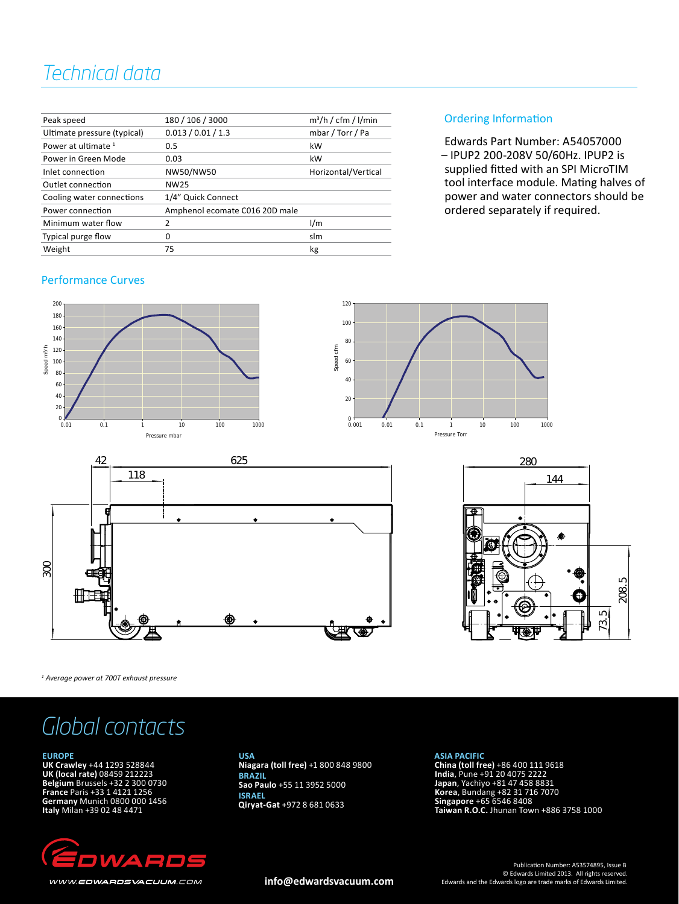# Technical data

| | | |
|---|---|---|
| Peak speed | 180 / 106 / 3000 | $m^3/h$ / cfm / l/min |
| Ultimate pressure (typical) | 0.013 / 0.01 / 1.3 | mbar / Torr / Pa |
| Power at ultimate [1] | 0.5 | kW |
| Power in Green Mode | 0.03 | kW |
| Inlet connection | NW50/NW50 | Horizontal/Vertical |
| Outlet connection | NW25 | |
| Cooling water connections | 1/4" Quick Connect | |
| Power connection | Amphenol ecomate C016 20D male | |
| Minimum water flow | 2 | l/m |
| Typical purge flow | 0 | slm |
| Weight | 75 | kg |

## Ordering Information

Edwards Part Number: A54057000 – IPUP2 200-208V 50/60Hz. IPUP2 is supplied fitted with an SPI MicroTIM tool interface module. Mating halves of power and water connectors should be ordered separately if required.

## Performance Curves

Speed m³/h
200
180
160
140
120
100
80
60
40
20
0
0.01
0.1
1
10
100
1000
Pressure mbar

Speed cfm
120
100
80
60
40
20
0
0.001
0.01
0.1
1
10
100
1000
Pressure Torr

42
625
118
300
280
144
208.5
73.5

[1] *Average power at 700T exhaust pressure*

# Global contacts

**EUROPE**
**UK Crawley** +44 1293 528844
**UK (local rate)** 08459 212223
**Belgium** Brussels +32 2 300 0730
**France** Paris +33 1 4121 1256
**Germany** Munich 0800 000 1456
**Italy** Milan +39 02 48 4471

**USA**
**Niagara (toll free)** +1 800 848 9800
**BRAZIL**
**Sao Paulo** +55 11 3952 5000
**ISRAEL**
**Qiryat-Gat** +972 8 681 0633

**ASIA PACIFIC**
**China (toll free)** +86 400 111 9618
**India**, Pune +91 20 4075 2222
**Japan**, Yachiyo +81 47 458 8831
**Korea**, Bundang +82 31 716 7070
**Singapore** +65 6546 8408
**Taiwan R.O.C.** Jhunan Town +886 3758 1000

EDWARDS
WWW.EDWARDSVACUUM.COM

**info@edwardsvacuum.com**

Publication Number: A53574895, Issue B
© Edwards Limited 2013. All rights reserved.
Edwards and the Edwards logo are trade marks of Edwards Limited.